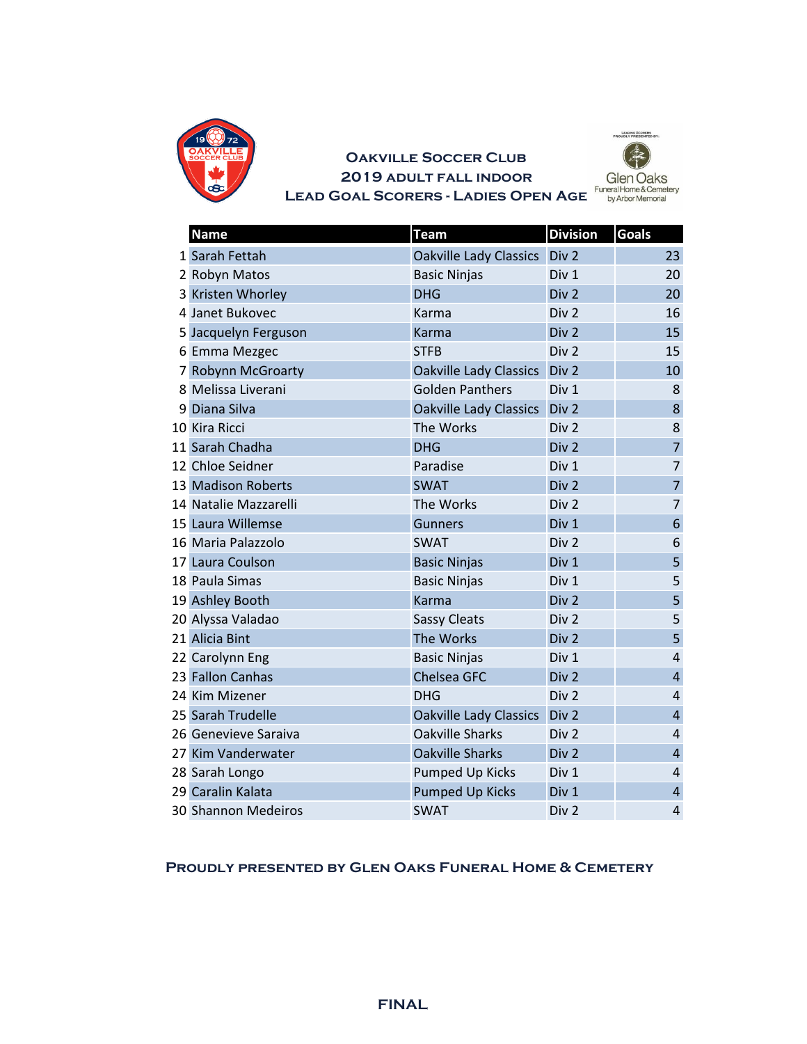# Oakville Soccer Club

## 2019 Adult Fall Indoor

## Lead Goal Scorers - Ladies Open Age

|  | Name | Team | Division | Goals |
|---|---|---|---|---|
| 1 | Sarah Fettah | Oakville Lady Classics | Div 2 | 23 |
| 2 | Robyn Matos | Basic Ninjas | Div 1 | 20 |
| 3 | Kristen Whorley | DHG | Div 2 | 20 |
| 4 | Janet Bukovec | Karma | Div 2 | 16 |
| 5 | Jacquelyn Ferguson | Karma | Div 2 | 15 |
| 6 | Emma Mezgec | STFB | Div 2 | 15 |
| 7 | Robynn McGroarty | Oakville Lady Classics | Div 2 | 10 |
| 8 | Melissa Liverani | Golden Panthers | Div 1 | 8 |
| 9 | Diana Silva | Oakville Lady Classics | Div 2 | 8 |
| 10 | Kira Ricci | The Works | Div 2 | 8 |
| 11 | Sarah Chadha | DHG | Div 2 | 7 |
| 12 | Chloe Seidner | Paradise | Div 1 | 7 |
| 13 | Madison Roberts | SWAT | Div 2 | 7 |
| 14 | Natalie Mazzarelli | The Works | Div 2 | 7 |
| 15 | Laura Willemse | Gunners | Div 1 | 6 |
| 16 | Maria Palazzolo | SWAT | Div 2 | 6 |
| 17 | Laura Coulson | Basic Ninjas | Div 1 | 5 |
| 18 | Paula Simas | Basic Ninjas | Div 1 | 5 |
| 19 | Ashley Booth | Karma | Div 2 | 5 |
| 20 | Alyssa Valadao | Sassy Cleats | Div 2 | 5 |
| 21 | Alicia Bint | The Works | Div 2 | 5 |
| 22 | Carolynn Eng | Basic Ninjas | Div 1 | 4 |
| 23 | Fallon Canhas | Chelsea GFC | Div 2 | 4 |
| 24 | Kim Mizener | DHG | Div 2 | 4 |
| 25 | Sarah Trudelle | Oakville Lady Classics | Div 2 | 4 |
| 26 | Genevieve Saraiva | Oakville Sharks | Div 2 | 4 |
| 27 | Kim Vanderwater | Oakville Sharks | Div 2 | 4 |
| 28 | Sarah Longo | Pumped Up Kicks | Div 1 | 4 |
| 29 | Caralin Kalata | Pumped Up Kicks | Div 1 | 4 |
| 30 | Shannon Medeiros | SWAT | Div 2 | 4 |

**Proudly presented by Glen Oaks Funeral Home & Cemetery**

**FINAL**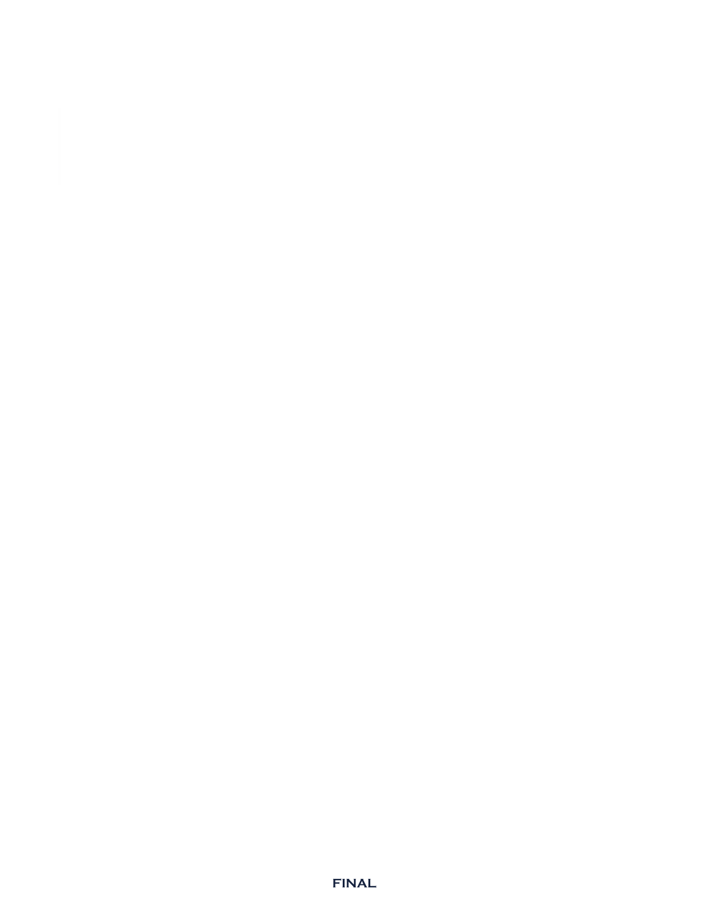FINAL